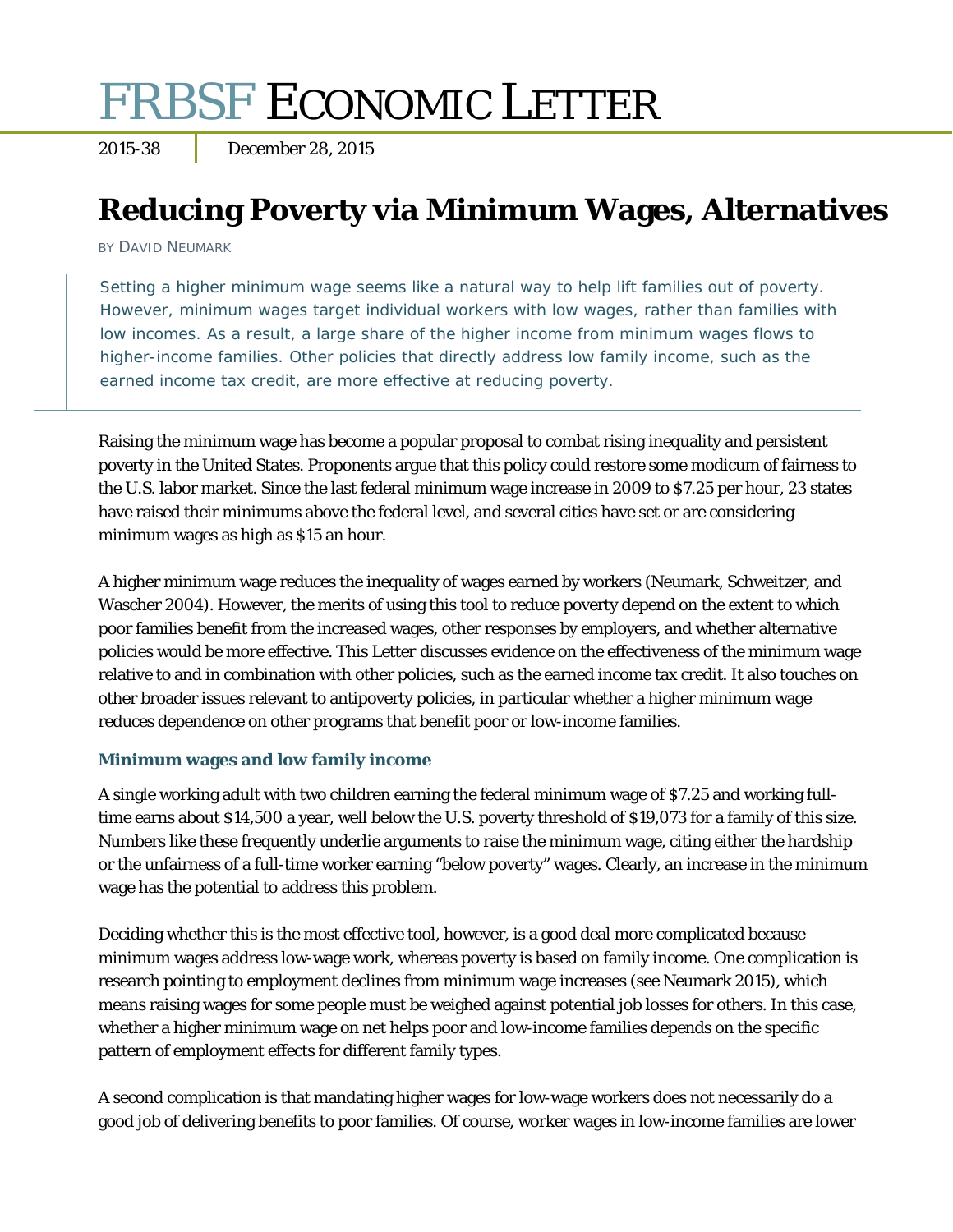# FRBSF ECONOMIC LETTER

2015-38 | December 28, 2015

## Reducing Poverty via Minimum Wages, Alternatives

BY DAVID NEUMARK

Setting a higher minimum wage seems like a natural way to help lift families out of poverty. However, minimum wages target individual workers with low wages, rather than families with low incomes. As a result, a large share of the higher income from minimum wages flows to higher-income families. Other policies that directly address low family income, such as the earned income tax credit, are more effective at reducing poverty.

Raising the minimum wage has become a popular proposal to combat rising inequality and persistent poverty in the United States. Proponents argue that this policy could restore some modicum of fairness to the U.S. labor market. Since the last federal minimum wage increase in 2009 to $7.25 per hour, 23 states have raised their minimums above the federal level, and several cities have set or are considering minimum wages as high as $15 an hour.

A higher minimum wage reduces the inequality of wages earned by workers (Neumark, Schweitzer, and Wascher 2004). However, the merits of using this tool to reduce poverty depend on the extent to which poor families benefit from the increased wages, other responses by employers, and whether alternative policies would be more effective. This Letter discusses evidence on the effectiveness of the minimum wage relative to and in combination with other policies, such as the earned income tax credit. It also touches on other broader issues relevant to antipoverty policies, in particular whether a higher minimum wage reduces dependence on other programs that benefit poor or low-income families.

### Minimum wages and low family income

A single working adult with two children earning the federal minimum wage of $7.25 and working full-time earns about $14,500 a year, well below the U.S. poverty threshold of $19,073 for a family of this size. Numbers like these frequently underlie arguments to raise the minimum wage, citing either the hardship or the unfairness of a full-time worker earning "below poverty" wages. Clearly, an increase in the minimum wage has the potential to address this problem.

Deciding whether this is the most effective tool, however, is a good deal more complicated because minimum wages address low-wage work, whereas poverty is based on family income. One complication is research pointing to employment declines from minimum wage increases (see Neumark 2015), which means raising wages for some people must be weighed against potential job losses for others. In this case, whether a higher minimum wage on net helps poor and low-income families depends on the specific pattern of employment effects for different family types.

A second complication is that mandating higher wages for low-wage workers does not necessarily do a good job of delivering benefits to poor families. Of course, worker wages in low-income families are lower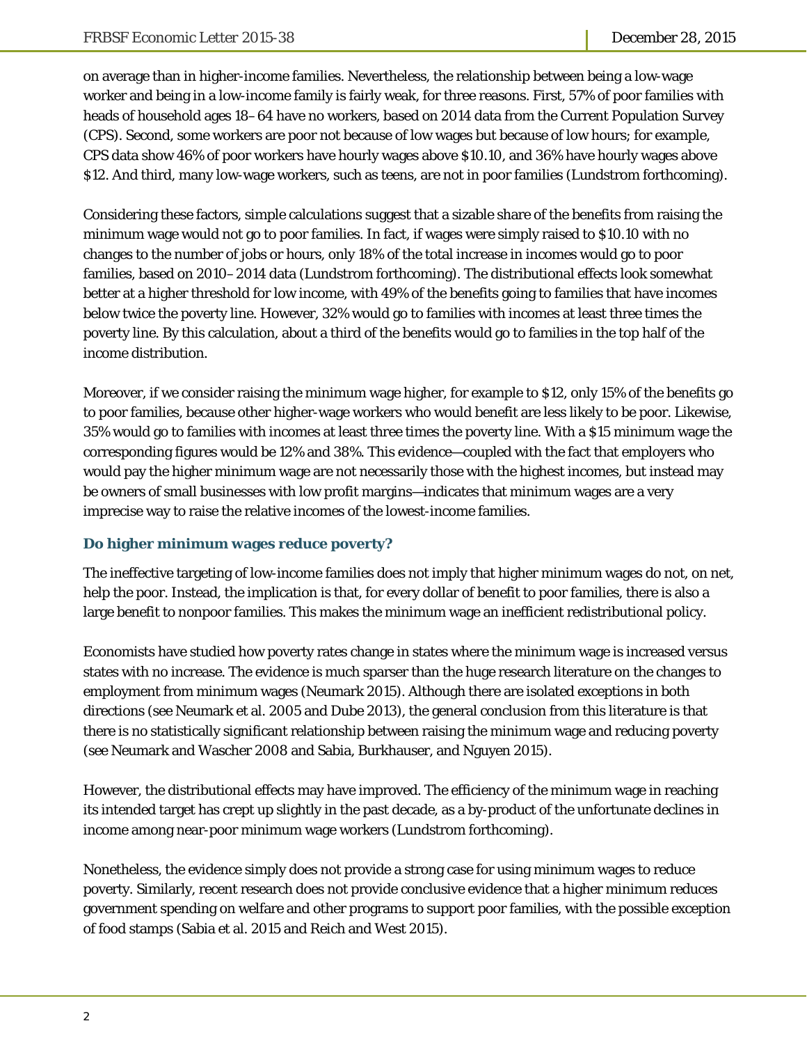on average than in higher-income families. Nevertheless, the relationship between being a low-wage worker and being in a low-income family is fairly weak, for three reasons. First, 57% of poor families with heads of household ages 18–64 have no workers, based on 2014 data from the Current Population Survey (CPS). Second, some workers are poor not because of low wages but because of low hours; for example, CPS data show 46% of poor workers have hourly wages above $10.10, and 36% have hourly wages above $12. And third, many low-wage workers, such as teens, are not in poor families (Lundstrom forthcoming).

Considering these factors, simple calculations suggest that a sizable share of the benefits from raising the minimum wage would not go to poor families. In fact, if wages were simply raised to $10.10 with no changes to the number of jobs or hours, only 18% of the total increase in incomes would go to poor families, based on 2010–2014 data (Lundstrom forthcoming). The distributional effects look somewhat better at a higher threshold for low income, with 49% of the benefits going to families that have incomes below twice the poverty line. However, 32% would go to families with incomes at least three times the poverty line. By this calculation, about a third of the benefits would go to families in the top half of the income distribution.

Moreover, if we consider raising the minimum wage higher, for example to $12, only 15% of the benefits go to poor families, because other higher-wage workers who would benefit are less likely to be poor. Likewise, 35% would go to families with incomes at least three times the poverty line. With a $15 minimum wage the corresponding figures would be 12% and 38%. This evidence—coupled with the fact that employers who would pay the higher minimum wage are not necessarily those with the highest incomes, but instead may be owners of small businesses with low profit margins—indicates that minimum wages are a very imprecise way to raise the relative incomes of the lowest-income families.

### Do higher minimum wages reduce poverty?

The ineffective targeting of low-income families does not imply that higher minimum wages do not, on net, help the poor. Instead, the implication is that, for every dollar of benefit to poor families, there is also a large benefit to nonpoor families. This makes the minimum wage an inefficient redistributional policy.

Economists have studied how poverty rates change in states where the minimum wage is increased versus states with no increase. The evidence is much sparser than the huge research literature on the changes to employment from minimum wages (Neumark 2015). Although there are isolated exceptions in both directions (see Neumark et al. 2005 and Dube 2013), the general conclusion from this literature is that there is no statistically significant relationship between raising the minimum wage and reducing poverty (see Neumark and Wascher 2008 and Sabia, Burkhauser, and Nguyen 2015).

However, the distributional effects may have improved. The efficiency of the minimum wage in reaching its intended target has crept up slightly in the past decade, as a by-product of the unfortunate declines in income among near-poor minimum wage workers (Lundstrom forthcoming).

Nonetheless, the evidence simply does not provide a strong case for using minimum wages to reduce poverty. Similarly, recent research does not provide conclusive evidence that a higher minimum reduces government spending on welfare and other programs to support poor families, with the possible exception of food stamps (Sabia et al. 2015 and Reich and West 2015).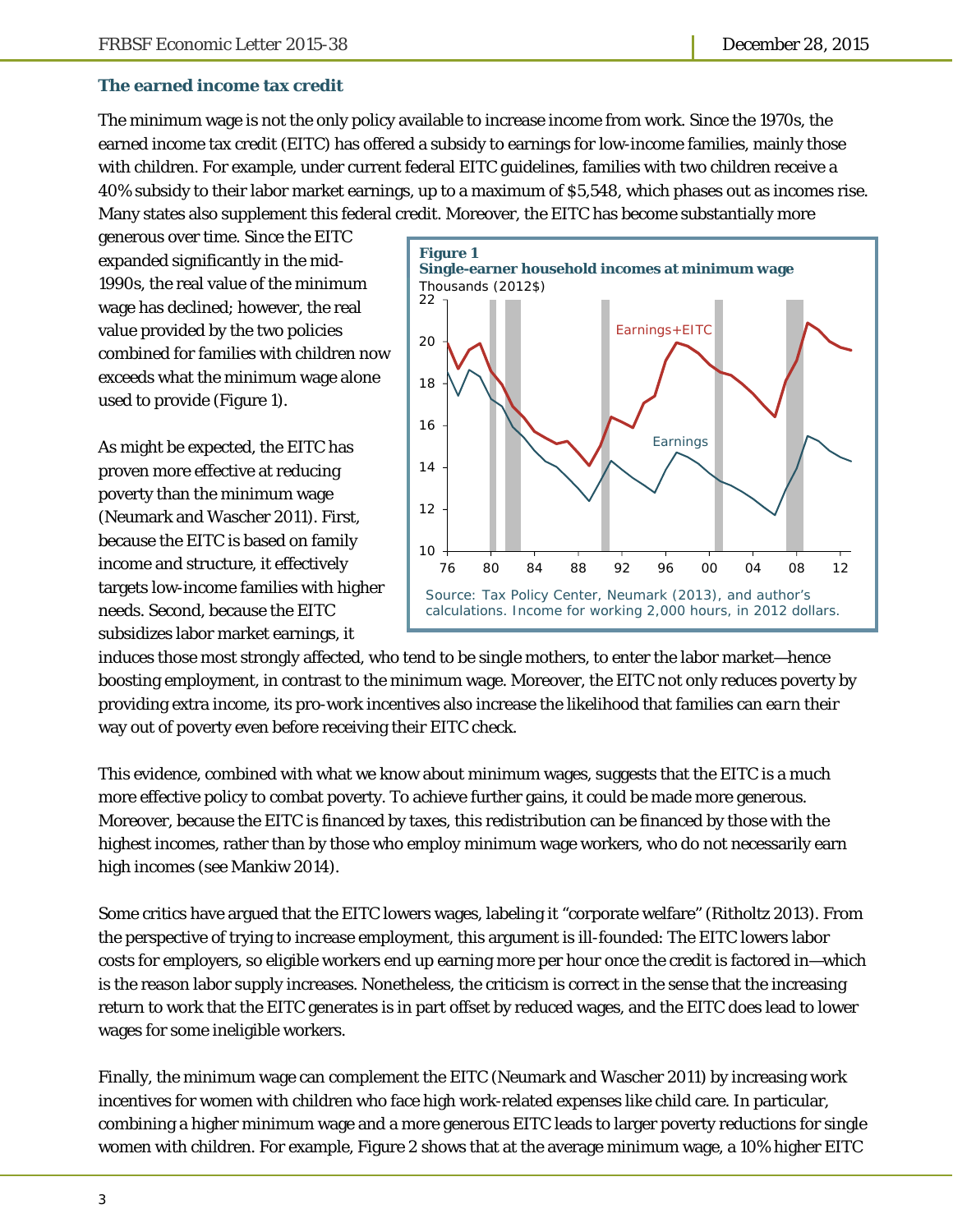### The earned income tax credit

The minimum wage is not the only policy available to increase income from work. Since the 1970s, the earned income tax credit (EITC) has offered a subsidy to earnings for low-income families, mainly those with children. For example, under current federal EITC guidelines, families with two children receive a 40% subsidy to their labor market earnings, up to a maximum of $5,548, which phases out as incomes rise. Many states also supplement this federal credit. Moreover, the EITC has become substantially more generous over time. Since the EITC expanded significantly in the mid-1990s, the real value of the minimum wage has declined; however, the real value provided by the two policies combined for families with children now exceeds what the minimum wage alone used to provide (Figure 1).

**Figure 1**
**Single-earner household incomes at minimum wage**

Source: Tax Policy Center, Neumark (2013), and author's calculations. Income for working 2,000 hours, in 2012 dollars.

As might be expected, the EITC has proven more effective at reducing poverty than the minimum wage (Neumark and Wascher 2011). First, because the EITC is based on family income and structure, it effectively targets low-income families with higher needs. Second, because the EITC subsidizes labor market earnings, it induces those most strongly affected, who tend to be single mothers, to enter the labor market—hence boosting employment, in contrast to the minimum wage. Moreover, the EITC not only reduces poverty by providing extra income, its pro-work incentives also increase the likelihood that families can *earn* their way out of poverty even before receiving their EITC check.

This evidence, combined with what we know about minimum wages, suggests that the EITC is a much more effective policy to combat poverty. To achieve further gains, it could be made more generous. Moreover, because the EITC is financed by taxes, this redistribution can be financed by those with the highest incomes, rather than by those who employ minimum wage workers, who do not necessarily earn high incomes (see Mankiw 2014).

Some critics have argued that the EITC lowers wages, labeling it "corporate welfare" (Ritholtz 2013). From the perspective of trying to increase employment, this argument is ill-founded: The EITC lowers labor costs for employers, so eligible workers end up earning more per hour once the credit is factored in—which is the reason labor supply increases. Nonetheless, the criticism is correct in the sense that the increasing return to work that the EITC generates is in part offset by reduced wages, and the EITC does lead to lower wages for some ineligible workers.

Finally, the minimum wage can complement the EITC (Neumark and Wascher 2011) by increasing work incentives for women with children who face high work-related expenses like child care. In particular, combining a higher minimum wage and a more generous EITC leads to larger poverty reductions for single women with children. For example, Figure 2 shows that at the average minimum wage, a 10% higher EITC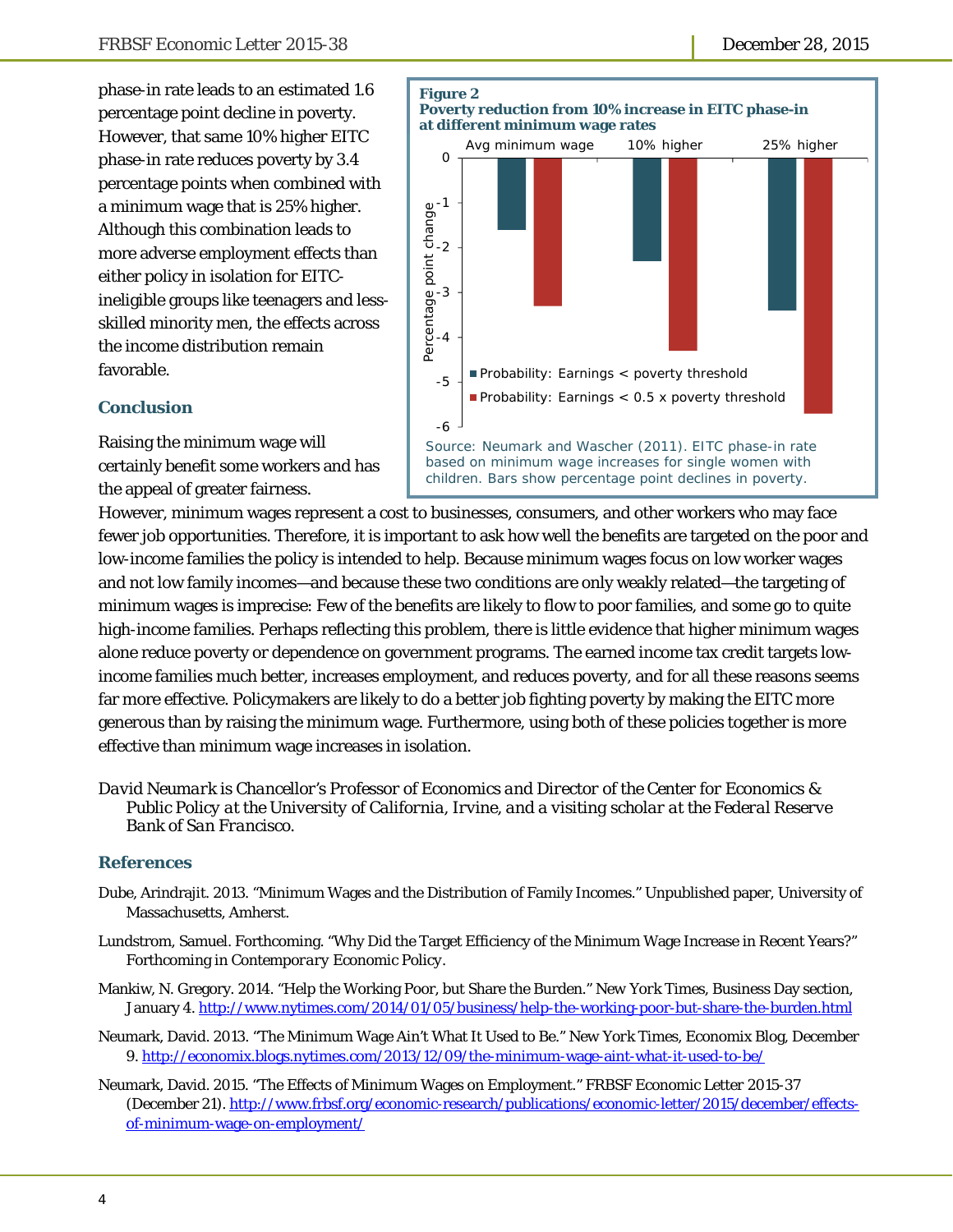phase-in rate leads to an estimated 1.6 percentage point decline in poverty. However, that same 10% higher EITC phase-in rate reduces poverty by 3.4 percentage points when combined with a minimum wage that is 25% higher. Although this combination leads to more adverse employment effects than either policy in isolation for EITC-ineligible groups like teenagers and less-skilled minority men, the effects across the income distribution remain favorable.

**Figure 2**
**Poverty reduction from 10% increase in EITC phase-in at different minimum wage rates**

Source: Neumark and Wascher (2011). EITC phase-in rate based on minimum wage increases for single women with children. Bars show percentage point declines in poverty.

## Conclusion

Raising the minimum wage will certainly benefit some workers and has the appeal of greater fairness. However, minimum wages represent a cost to businesses, consumers, and other workers who may face fewer job opportunities. Therefore, it is important to ask how well the benefits are targeted on the poor and low-income families the policy is intended to help. Because minimum wages focus on low worker wages and not low family incomes—and because these two conditions are only weakly related—the targeting of minimum wages is imprecise: Few of the benefits are likely to flow to poor families, and some go to quite high-income families. Perhaps reflecting this problem, there is little evidence that higher minimum wages alone reduce poverty or dependence on government programs. The earned income tax credit targets low-income families much better, increases employment, and reduces poverty, and for all these reasons seems far more effective. Policymakers are likely to do a better job fighting poverty by making the EITC more generous than by raising the minimum wage. Furthermore, using both of these policies together is more effective than minimum wage increases in isolation.

*David Neumark is Chancellor's Professor of Economics and Director of the Center for Economics & Public Policy at the University of California, Irvine, and a visiting scholar at the Federal Reserve Bank of San Francisco.*

## References

Dube, Arindrajit. 2013. "Minimum Wages and the Distribution of Family Incomes." Unpublished paper, University of Massachusetts, Amherst.

Lundstrom, Samuel. Forthcoming. "Why Did the Target Efficiency of the Minimum Wage Increase in Recent Years?" Forthcoming in *Contemporary Economic Policy*.

Mankiw, N. Gregory. 2014. "Help the Working Poor, but Share the Burden." New York Times, Business Day section, January 4. http://www.nytimes.com/2014/01/05/business/help-the-working-poor-but-share-the-burden.html

Neumark, David. 2013. "The Minimum Wage Ain't What It Used to Be." New York Times, Economix Blog, December 9. http://economix.blogs.nytimes.com/2013/12/09/the-minimum-wage-aint-what-it-used-to-be/

Neumark, David. 2015. "The Effects of Minimum Wages on Employment." FRBSF Economic Letter 2015-37 (December 21). http://www.frbsf.org/economic-research/publications/economic-letter/2015/december/effects-of-minimum-wage-on-employment/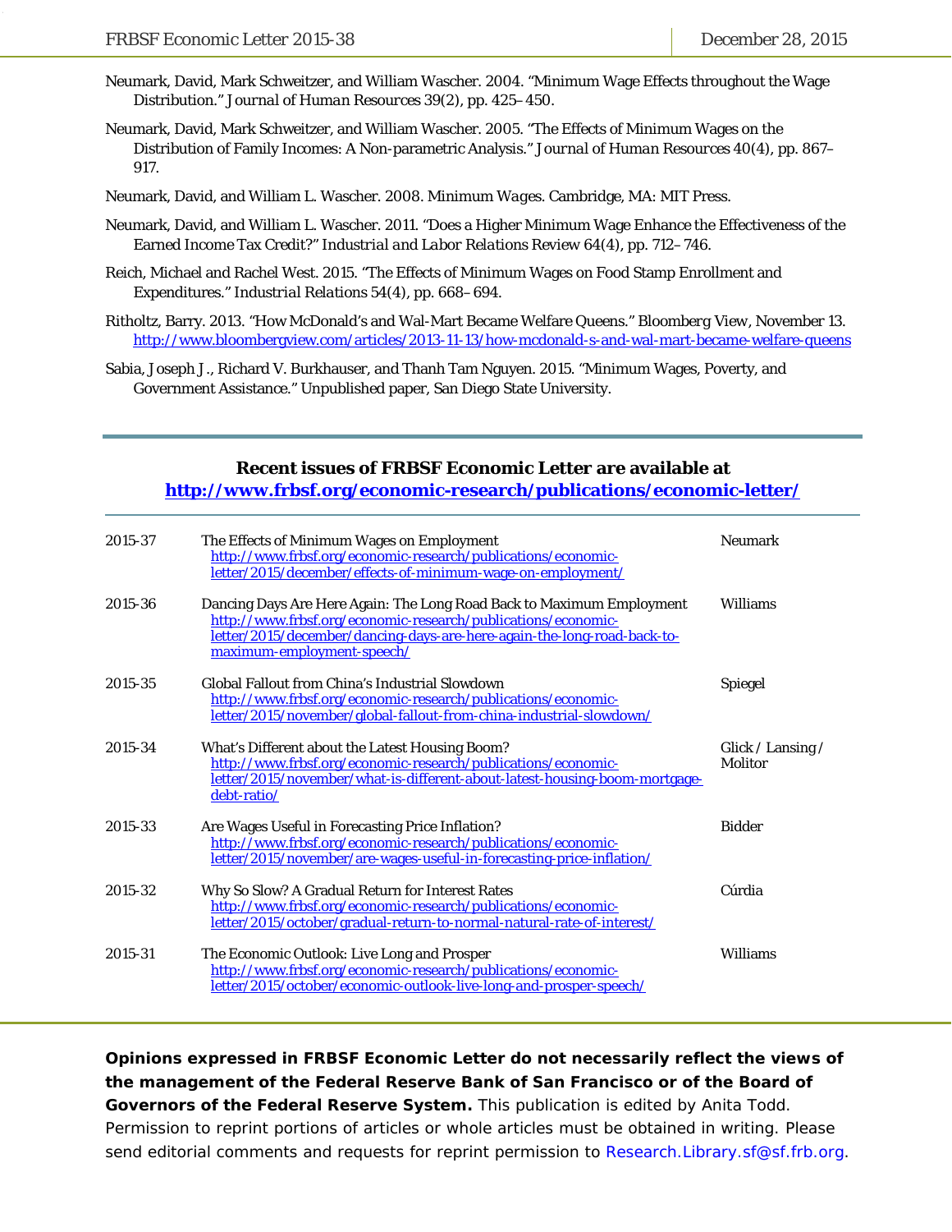Neumark, David, Mark Schweitzer, and William Wascher. 2004. "Minimum Wage Effects throughout the Wage Distribution." *Journal of Human Resources* 39(2), pp. 425–450.

Neumark, David, Mark Schweitzer, and William Wascher. 2005. "The Effects of Minimum Wages on the Distribution of Family Incomes: A Non-parametric Analysis." *Journal of Human Resources* 40(4), pp. 867–917.

Neumark, David, and William L. Wascher. 2008. *Minimum Wages*. Cambridge, MA: MIT Press.

Neumark, David, and William L. Wascher. 2011. "Does a Higher Minimum Wage Enhance the Effectiveness of the Earned Income Tax Credit?" *Industrial and Labor Relations Review* 64(4), pp. 712–746.

Reich, Michael and Rachel West. 2015. "The Effects of Minimum Wages on Food Stamp Enrollment and Expenditures." *Industrial Relations* 54(4), pp. 668–694.

Ritholtz, Barry. 2013. "How McDonald's and Wal-Mart Became Welfare Queens." *Bloomberg View*, November 13. http://www.bloombergview.com/articles/2013-11-13/how-mcdonald-s-and-wal-mart-became-welfare-queens

Sabia, Joseph J., Richard V. Burkhauser, and Thanh Tam Nguyen. 2015. "Minimum Wages, Poverty, and Government Assistance." Unpublished paper, San Diego State University.

**Recent issues of FRBSF Economic Letter are available at**
**http://www.frbsf.org/economic-research/publications/economic-letter/**

| | | |
|---|---|---|
| 2015-37 | The Effects of Minimum Wages on Employment http://www.frbsf.org/economic-research/publications/economic-letter/2015/december/effects-of-minimum-wage-on-employment/ | Neumark |
| 2015-36 | Dancing Days Are Here Again: The Long Road Back to Maximum Employment http://www.frbsf.org/economic-research/publications/economic-letter/2015/december/dancing-days-are-here-again-the-long-road-back-to-maximum-employment-speech/ | Williams |
| 2015-35 | Global Fallout from China's Industrial Slowdown http://www.frbsf.org/economic-research/publications/economic-letter/2015/november/global-fallout-from-china-industrial-slowdown/ | Spiegel |
| 2015-34 | What's Different about the Latest Housing Boom? http://www.frbsf.org/economic-research/publications/economic-letter/2015/november/what-is-different-about-latest-housing-boom-mortgage-debt-ratio/ | Glick / Lansing / Molitor |
| 2015-33 | Are Wages Useful in Forecasting Price Inflation? http://www.frbsf.org/economic-research/publications/economic-letter/2015/november/are-wages-useful-in-forecasting-price-inflation/ | Bidder |
| 2015-32 | Why So Slow? A Gradual Return for Interest Rates http://www.frbsf.org/economic-research/publications/economic-letter/2015/october/gradual-return-to-normal-natural-rate-of-interest/ | Cúrdia |
| 2015-31 | The Economic Outlook: Live Long and Prosper http://www.frbsf.org/economic-research/publications/economic-letter/2015/october/economic-outlook-live-long-and-prosper-speech/ | Williams |

**Opinions expressed in FRBSF Economic Letter do not necessarily reflect the views of the management of the Federal Reserve Bank of San Francisco or of the Board of Governors of the Federal Reserve System.** This publication is edited by Anita Todd. Permission to reprint portions of articles or whole articles must be obtained in writing. Please send editorial comments and requests for reprint permission to Research.Library.sf@sf.frb.org.